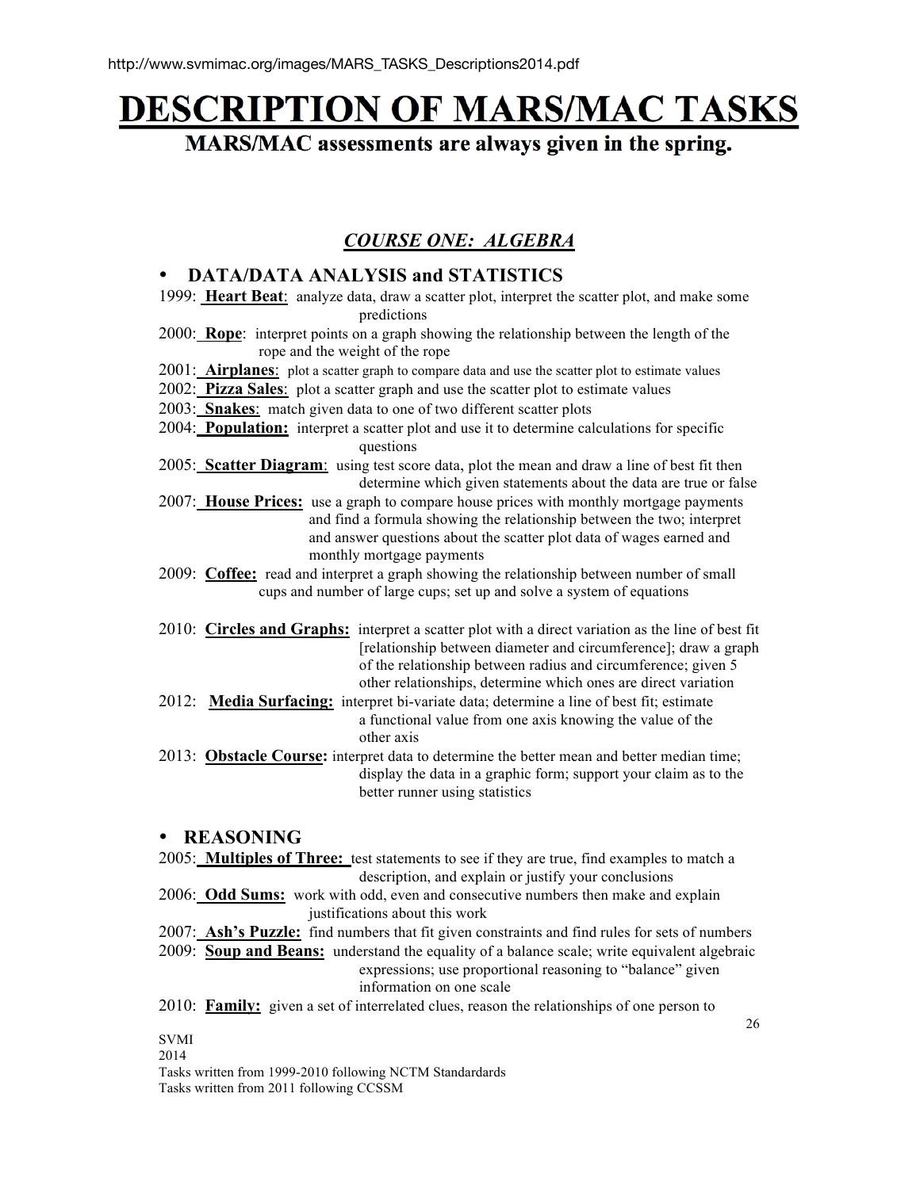http://www.svmimac.org/images/MARS_TASKS_Descriptions2014.pdf

# DESCRIPTION OF MARS/MAC TASKS

## MARS/MAC assessments are always given in the spring.

### *COURSE ONE: ALGEBRA*

- **DATA/DATA ANALYSIS and STATISTICS**

1999: **Heart Beat**: analyze data, draw a scatter plot, interpret the scatter plot, and make some predictions

2000: **Rope**: interpret points on a graph showing the relationship between the length of the rope and the weight of the rope

2001: **Airplanes**: plot a scatter graph to compare data and use the scatter plot to estimate values

2002: **Pizza Sales**: plot a scatter graph and use the scatter plot to estimate values

2003: **Snakes**: match given data to one of two different scatter plots

2004: **Population:** interpret a scatter plot and use it to determine calculations for specific questions

2005: **Scatter Diagram**: using test score data, plot the mean and draw a line of best fit then determine which given statements about the data are true or false

2007: **House Prices:** use a graph to compare house prices with monthly mortgage payments and find a formula showing the relationship between the two; interpret and answer questions about the scatter plot data of wages earned and monthly mortgage payments

2009: **Coffee:** read and interpret a graph showing the relationship between number of small cups and number of large cups; set up and solve a system of equations

2010: **Circles and Graphs:** interpret a scatter plot with a direct variation as the line of best fit [relationship between diameter and circumference]; draw a graph of the relationship between radius and circumference; given 5 other relationships, determine which ones are direct variation

2012: **Media Surfacing:** interpret bi-variate data; determine a line of best fit; estimate a functional value from one axis knowing the value of the other axis

2013: **Obstacle Course:** interpret data to determine the better mean and better median time; display the data in a graphic form; support your claim as to the better runner using statistics

- **REASONING**

2005: **Multiples of Three:** test statements to see if they are true, find examples to match a description, and explain or justify your conclusions

2006: **Odd Sums:** work with odd, even and consecutive numbers then make and explain justifications about this work

2007: **Ash's Puzzle:** find numbers that fit given constraints and find rules for sets of numbers

2009: **Soup and Beans:** understand the equality of a balance scale; write equivalent algebraic expressions; use proportional reasoning to "balance" given information on one scale

2010: **Family:** given a set of interrelated clues, reason the relationships of one person to

SVMI
2014
Tasks written from 1999-2010 following NCTM Standardards
Tasks written from 2011 following CCSSM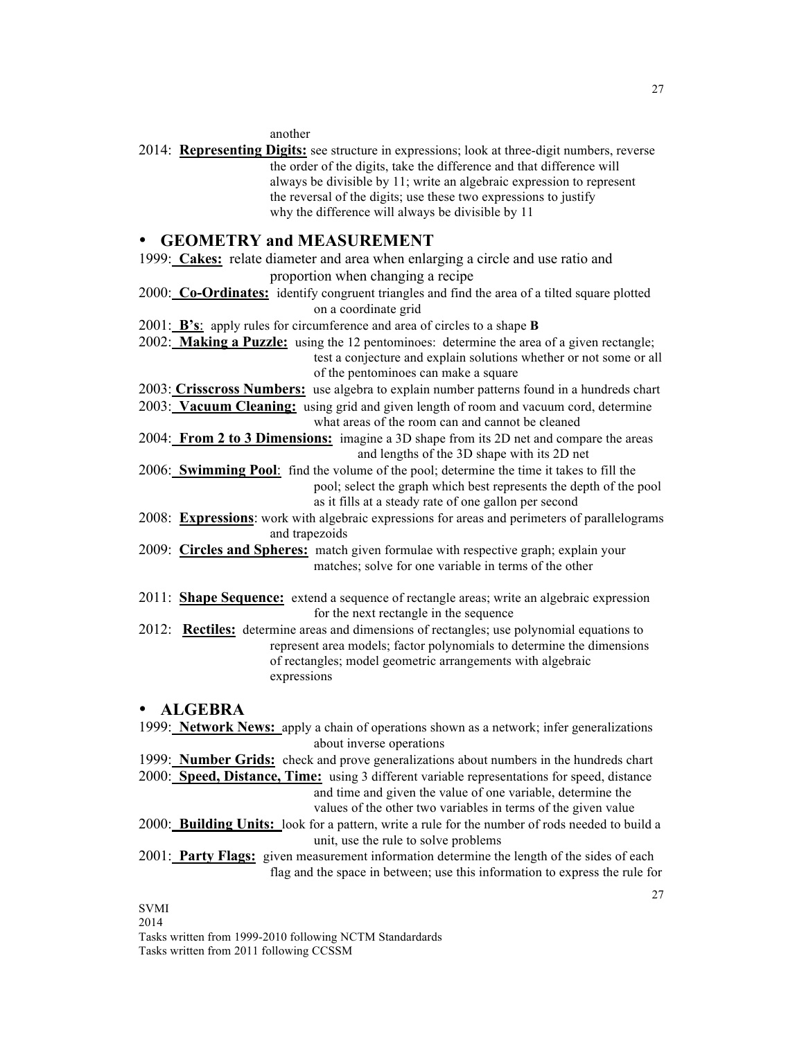another

2014: **Representing Digits:** see structure in expressions; look at three-digit numbers, reverse the order of the digits, take the difference and that difference will always be divisible by 11; write an algebraic expression to represent the reversal of the digits; use these two expressions to justify why the difference will always be divisible by 11

- **GEOMETRY and MEASUREMENT**

1999: **Cakes:** relate diameter and area when enlarging a circle and use ratio and proportion when changing a recipe

2000: **Co-Ordinates:** identify congruent triangles and find the area of a tilted square plotted on a coordinate grid

2001: **B's**: apply rules for circumference and area of circles to a shape **B**

2002: **Making a Puzzle:** using the 12 pentominoes: determine the area of a given rectangle; test a conjecture and explain solutions whether or not some or all of the pentominoes can make a square

2003: **Crisscross Numbers:** use algebra to explain number patterns found in a hundreds chart

2003: **Vacuum Cleaning:** using grid and given length of room and vacuum cord, determine what areas of the room can and cannot be cleaned

2004: **From 2 to 3 Dimensions:** imagine a 3D shape from its 2D net and compare the areas and lengths of the 3D shape with its 2D net

2006: **Swimming Pool**: find the volume of the pool; determine the time it takes to fill the pool; select the graph which best represents the depth of the pool as it fills at a steady rate of one gallon per second

2008: **Expressions**: work with algebraic expressions for areas and perimeters of parallelograms and trapezoids

2009: **Circles and Spheres:** match given formulae with respective graph; explain your matches; solve for one variable in terms of the other

2011: **Shape Sequence:** extend a sequence of rectangle areas; write an algebraic expression for the next rectangle in the sequence

2012: **Rectiles:** determine areas and dimensions of rectangles; use polynomial equations to represent area models; factor polynomials to determine the dimensions of rectangles; model geometric arrangements with algebraic expressions

- **ALGEBRA**

1999: **Network News:** apply a chain of operations shown as a network; infer generalizations about inverse operations

1999: **Number Grids:** check and prove generalizations about numbers in the hundreds chart

2000: **Speed, Distance, Time:** using 3 different variable representations for speed, distance and time and given the value of one variable, determine the values of the other two variables in terms of the given value

2000: **Building Units:** look for a pattern, write a rule for the number of rods needed to build a unit, use the rule to solve problems

2001: **Party Flags:** given measurement information determine the length of the sides of each flag and the space in between; use this information to express the rule for

SVMI
2014
Tasks written from 1999-2010 following NCTM Standardards
Tasks written from 2011 following CCSSM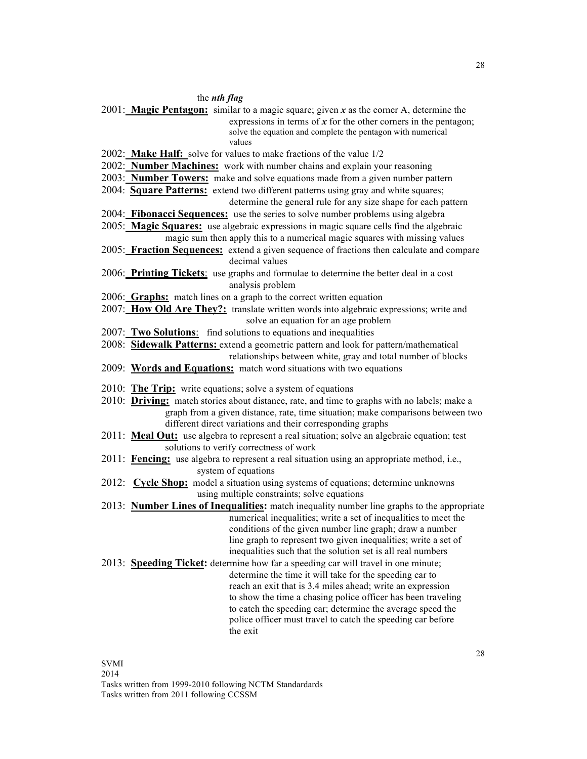the ***nth flag***

2001: **Magic Pentagon:** similar to a magic square; given $x$ as the corner A, determine the expressions in terms of $x$ for the other corners in the pentagon; solve the equation and complete the pentagon with numerical values

2002: **Make Half:** solve for values to make fractions of the value 1/2

2002: **Number Machines:** work with number chains and explain your reasoning

2003: **Number Towers:** make and solve equations made from a given number pattern

2004: **Square Patterns:** extend two different patterns using gray and white squares; determine the general rule for any size shape for each pattern

2004: **Fibonacci Sequences:** use the series to solve number problems using algebra

2005: **Magic Squares:** use algebraic expressions in magic square cells find the algebraic magic sum then apply this to a numerical magic squares with missing values

2005: **Fraction Sequences:** extend a given sequence of fractions then calculate and compare decimal values

2006: **Printing Tickets**: use graphs and formulae to determine the better deal in a cost analysis problem

2006: **Graphs:** match lines on a graph to the correct written equation

2007: **How Old Are They?:** translate written words into algebraic expressions; write and solve an equation for an age problem

2007: **Two Solutions**: find solutions to equations and inequalities

2008: **Sidewalk Patterns:** extend a geometric pattern and look for pattern/mathematical relationships between white, gray and total number of blocks

2009: **Words and Equations:** match word situations with two equations

2010: **The Trip:** write equations; solve a system of equations

2010: **Driving:** match stories about distance, rate, and time to graphs with no labels; make a graph from a given distance, rate, time situation; make comparisons between two different direct variations and their corresponding graphs

2011: **Meal Out:** use algebra to represent a real situation; solve an algebraic equation; test solutions to verify correctness of work

2011: **Fencing:** use algebra to represent a real situation using an appropriate method, i.e., system of equations

2012: **Cycle Shop:** model a situation using systems of equations; determine unknowns using multiple constraints; solve equations

2013: **Number Lines of Inequalities:** match inequality number line graphs to the appropriate numerical inequalities; write a set of inequalities to meet the conditions of the given number line graph; draw a number line graph to represent two given inequalities; write a set of inequalities such that the solution set is all real numbers

2013: **Speeding Ticket:** determine how far a speeding car will travel in one minute; determine the time it will take for the speeding car to reach an exit that is 3.4 miles ahead; write an expression to show the time a chasing police officer has been traveling to catch the speeding car; determine the average speed the police officer must travel to catch the speeding car before the exit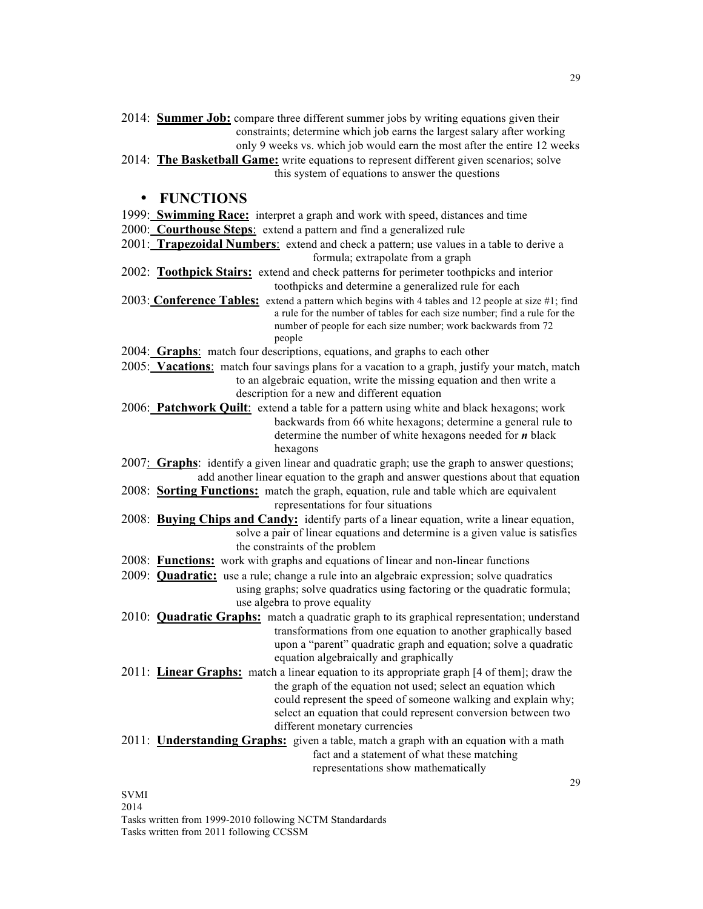2014: **Summer Job:** compare three different summer jobs by writing equations given their constraints; determine which job earns the largest salary after working only 9 weeks vs. which job would earn the most after the entire 12 weeks

2014: **The Basketball Game:** write equations to represent different given scenarios; solve this system of equations to answer the questions

- **FUNCTIONS**

1999: **Swimming Race:** interpret a graph and work with speed, distances and time

2000: **Courthouse Steps**: extend a pattern and find a generalized rule

2001: **Trapezoidal Numbers**: extend and check a pattern; use values in a table to derive a formula; extrapolate from a graph

2002: **Toothpick Stairs:** extend and check patterns for perimeter toothpicks and interior toothpicks and determine a generalized rule for each

2003: **Conference Tables:** extend a pattern which begins with 4 tables and 12 people at size #1; find a rule for the number of tables for each size number; find a rule for the number of people for each size number; work backwards from 72 people

2004: **Graphs**: match four descriptions, equations, and graphs to each other

2005: **Vacations**: match four savings plans for a vacation to a graph, justify your match, match to an algebraic equation, write the missing equation and then write a description for a new and different equation

2006: **Patchwork Quilt**: extend a table for a pattern using white and black hexagons; work backwards from 66 white hexagons; determine a general rule to determine the number of white hexagons needed for ***n*** black hexagons

2007: **Graphs**: identify a given linear and quadratic graph; use the graph to answer questions; add another linear equation to the graph and answer questions about that equation

2008: **Sorting Functions:** match the graph, equation, rule and table which are equivalent representations for four situations

2008: **Buying Chips and Candy:** identify parts of a linear equation, write a linear equation, solve a pair of linear equations and determine is a given value is satisfies the constraints of the problem

2008: **Functions:** work with graphs and equations of linear and non-linear functions

2009: **Quadratic:** use a rule; change a rule into an algebraic expression; solve quadratics using graphs; solve quadratics using factoring or the quadratic formula; use algebra to prove equality

2010: **Quadratic Graphs:** match a quadratic graph to its graphical representation; understand transformations from one equation to another graphically based upon a "parent" quadratic graph and equation; solve a quadratic equation algebraically and graphically

2011: **Linear Graphs:** match a linear equation to its appropriate graph [4 of them]; draw the the graph of the equation not used; select an equation which could represent the speed of someone walking and explain why; select an equation that could represent conversion between two different monetary currencies

2011: **Understanding Graphs:** given a table, match a graph with an equation with a math fact and a statement of what these matching representations show mathematically

SVMI
2014
Tasks written from 1999-2010 following NCTM Standardards
Tasks written from 2011 following CCSSM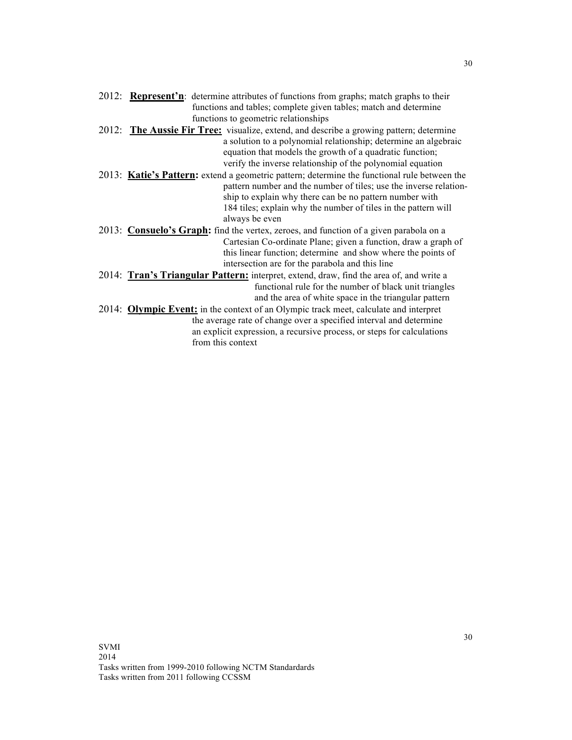2012: **Represent'n**: determine attributes of functions from graphs; match graphs to their functions and tables; complete given tables; match and determine functions to geometric relationships

2012: **The Aussie Fir Tree:** visualize, extend, and describe a growing pattern; determine a solution to a polynomial relationship; determine an algebraic equation that models the growth of a quadratic function; verify the inverse relationship of the polynomial equation

2013: **Katie's Pattern:** extend a geometric pattern; determine the functional rule between the pattern number and the number of tiles; use the inverse relationship to explain why there can be no pattern number with 184 tiles; explain why the number of tiles in the pattern will always be even

2013: **Consuelo's Graph:** find the vertex, zeroes, and function of a given parabola on a Cartesian Co-ordinate Plane; given a function, draw a graph of this linear function; determine and show where the points of intersection are for the parabola and this line

2014: **Tran's Triangular Pattern:** interpret, extend, draw, find the area of, and write a functional rule for the number of black unit triangles and the area of white space in the triangular pattern

2014: **Olympic Event:** in the context of an Olympic track meet, calculate and interpret the average rate of change over a specified interval and determine an explicit expression, a recursive process, or steps for calculations from this context

SVMI
2014
Tasks written from 1999-2010 following NCTM Standardards
Tasks written from 2011 following CCSSM